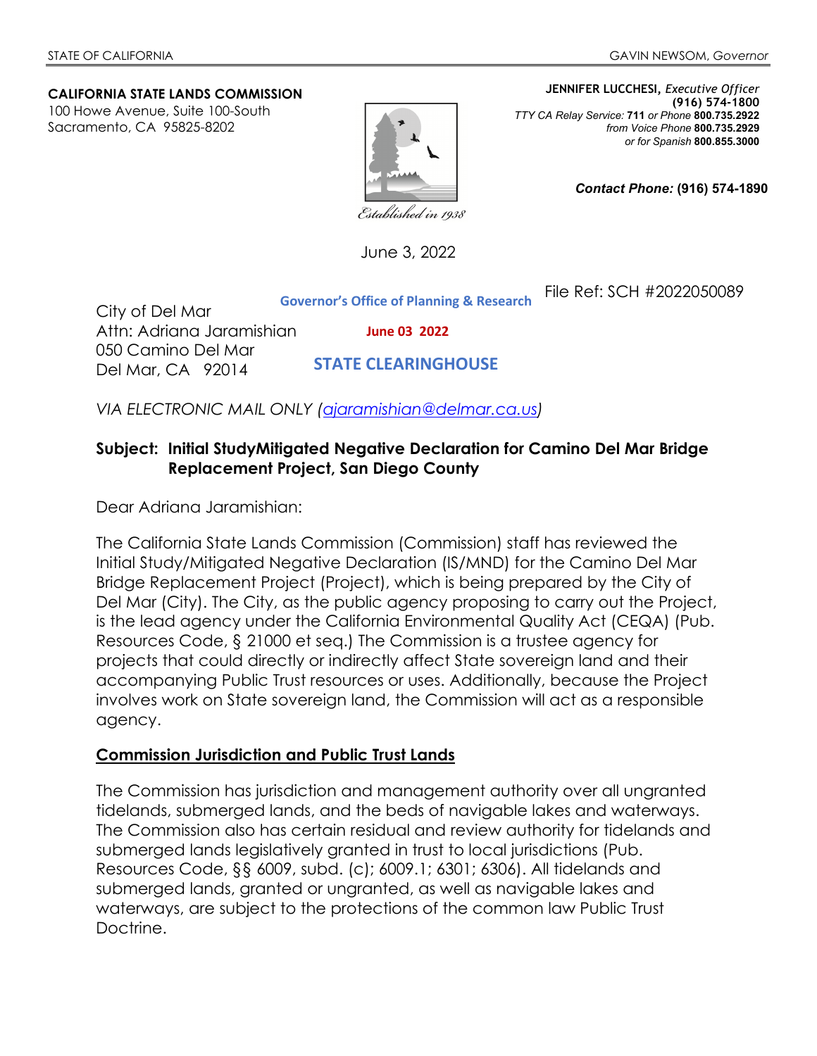STATE OF CALIFORNIA GAVIN NEWSOM, *Governor*

**CALIFORNIA STATE LANDS COMMISSION**
100 Howe Avenue, Suite 100-South
Sacramento, CA 95825-8202

*Established in 1938*

**JENNIFER LUCCHESI,** *Executive Officer*
**(916) 574-1800**
*TTY CA Relay Service:* **711** *or Phone* **800.735.2922**
*from Voice Phone* **800.735.2929**
*or for Spanish* **800.855.3000**

***Contact Phone:*** **(916) 574-1890**

June 3, 2022

File Ref: SCH #2022050089

**Governor's Office of Planning & Research**

**June 03 2022**

**STATE CLEARINGHOUSE**

City of Del Mar
Attn: Adriana Jaramishian
050 Camino Del Mar
Del Mar, CA 92014

*VIA ELECTRONIC MAIL ONLY (ajaramishian@delmar.ca.us)*

**Subject: Initial StudyMitigated Negative Declaration for Camino Del Mar Bridge Replacement Project, San Diego County**

Dear Adriana Jaramishian:

The California State Lands Commission (Commission) staff has reviewed the Initial Study/Mitigated Negative Declaration (IS/MND) for the Camino Del Mar Bridge Replacement Project (Project), which is being prepared by the City of Del Mar (City). The City, as the public agency proposing to carry out the Project, is the lead agency under the California Environmental Quality Act (CEQA) (Pub. Resources Code, § 21000 et seq.) The Commission is a trustee agency for projects that could directly or indirectly affect State sovereign land and their accompanying Public Trust resources or uses. Additionally, because the Project involves work on State sovereign land, the Commission will act as a responsible agency.

## Commission Jurisdiction and Public Trust Lands

The Commission has jurisdiction and management authority over all ungranted tidelands, submerged lands, and the beds of navigable lakes and waterways. The Commission also has certain residual and review authority for tidelands and submerged lands legislatively granted in trust to local jurisdictions (Pub. Resources Code, §§ 6009, subd. (c); 6009.1; 6301; 6306). All tidelands and submerged lands, granted or ungranted, as well as navigable lakes and waterways, are subject to the protections of the common law Public Trust Doctrine.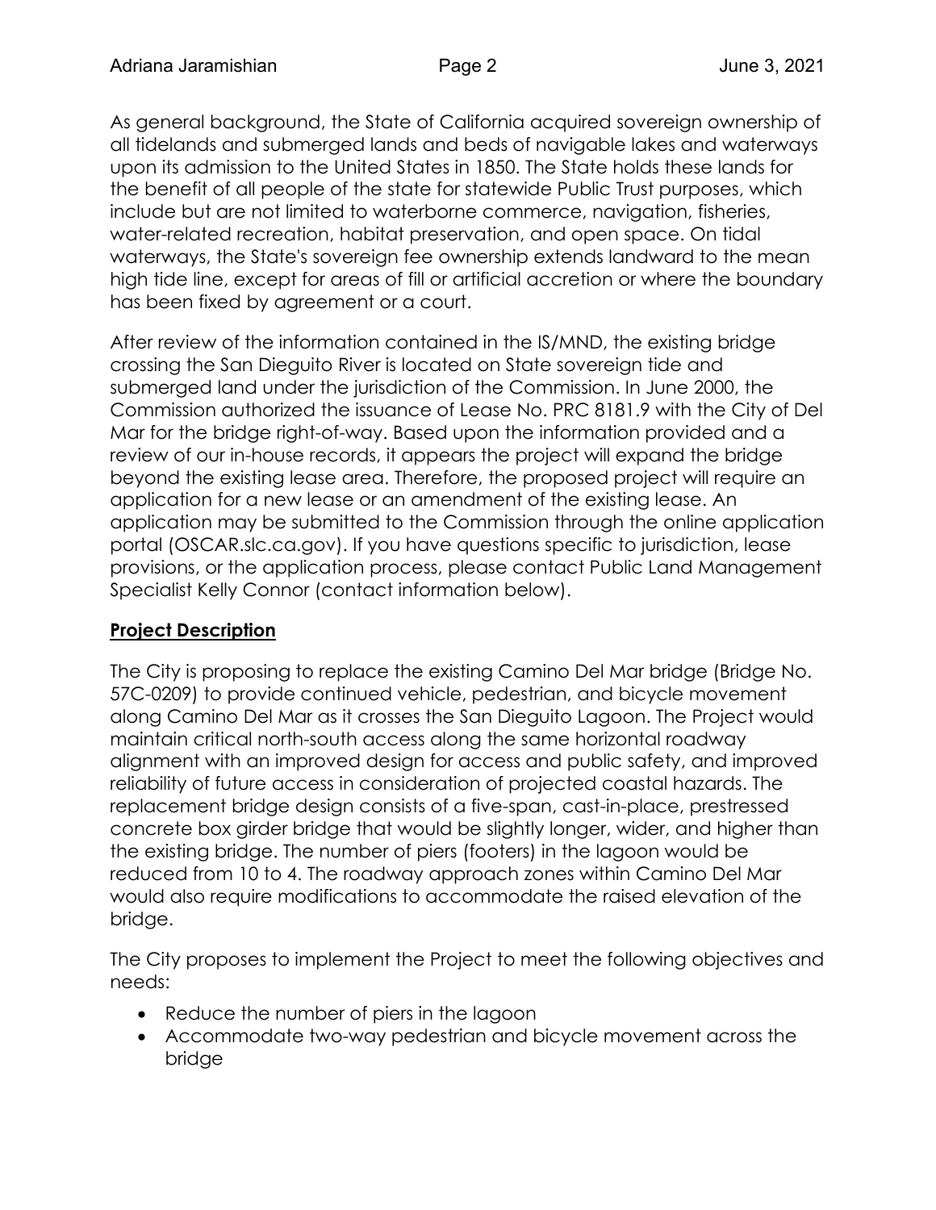As general background, the State of California acquired sovereign ownership of all tidelands and submerged lands and beds of navigable lakes and waterways upon its admission to the United States in 1850. The State holds these lands for the benefit of all people of the state for statewide Public Trust purposes, which include but are not limited to waterborne commerce, navigation, fisheries, water-related recreation, habitat preservation, and open space. On tidal waterways, the State's sovereign fee ownership extends landward to the mean high tide line, except for areas of fill or artificial accretion or where the boundary has been fixed by agreement or a court.

After review of the information contained in the IS/MND, the existing bridge crossing the San Dieguito River is located on State sovereign tide and submerged land under the jurisdiction of the Commission. In June 2000, the Commission authorized the issuance of Lease No. PRC 8181.9 with the City of Del Mar for the bridge right-of-way. Based upon the information provided and a review of our in-house records, it appears the project will expand the bridge beyond the existing lease area. Therefore, the proposed project will require an application for a new lease or an amendment of the existing lease. An application may be submitted to the Commission through the online application portal (OSCAR.slc.ca.gov). If you have questions specific to jurisdiction, lease provisions, or the application process, please contact Public Land Management Specialist Kelly Connor (contact information below).

## **Project Description**

The City is proposing to replace the existing Camino Del Mar bridge (Bridge No. 57C-0209) to provide continued vehicle, pedestrian, and bicycle movement along Camino Del Mar as it crosses the San Dieguito Lagoon. The Project would maintain critical north-south access along the same horizontal roadway alignment with an improved design for access and public safety, and improved reliability of future access in consideration of projected coastal hazards. The replacement bridge design consists of a five-span, cast-in-place, prestressed concrete box girder bridge that would be slightly longer, wider, and higher than the existing bridge. The number of piers (footers) in the lagoon would be reduced from 10 to 4. The roadway approach zones within Camino Del Mar would also require modifications to accommodate the raised elevation of the bridge.

The City proposes to implement the Project to meet the following objectives and needs:

- Reduce the number of piers in the lagoon
- Accommodate two-way pedestrian and bicycle movement across the bridge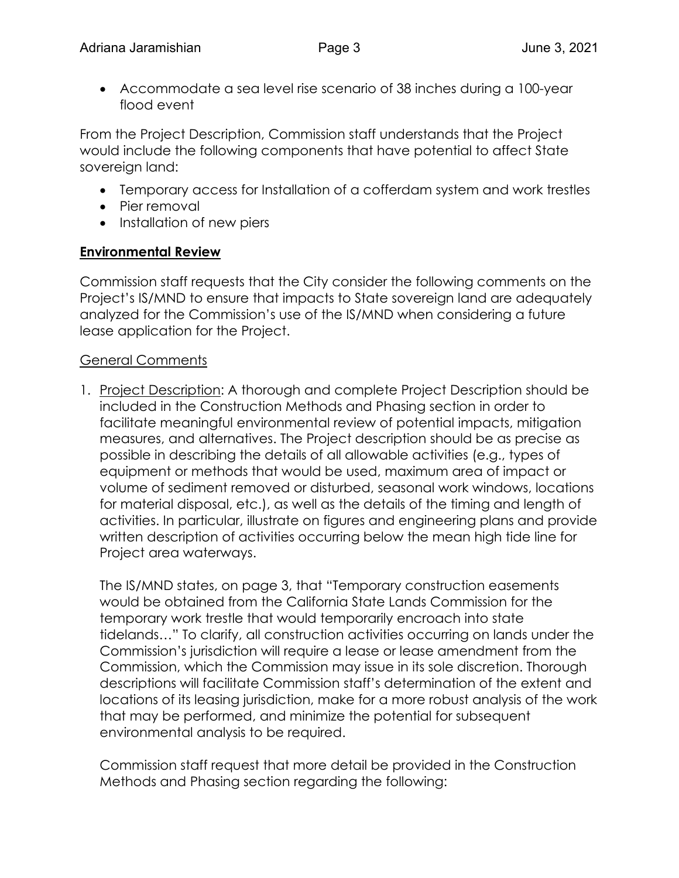- Accommodate a sea level rise scenario of 38 inches during a 100-year flood event

From the Project Description, Commission staff understands that the Project would include the following components that have potential to affect State sovereign land:

- Temporary access for Installation of a cofferdam system and work trestles
- Pier removal
- Installation of new piers

**Environmental Review**

Commission staff requests that the City consider the following comments on the Project's IS/MND to ensure that impacts to State sovereign land are adequately analyzed for the Commission's use of the IS/MND when considering a future lease application for the Project.

General Comments

1. Project Description: A thorough and complete Project Description should be included in the Construction Methods and Phasing section in order to facilitate meaningful environmental review of potential impacts, mitigation measures, and alternatives. The Project description should be as precise as possible in describing the details of all allowable activities (e.g., types of equipment or methods that would be used, maximum area of impact or volume of sediment removed or disturbed, seasonal work windows, locations for material disposal, etc.), as well as the details of the timing and length of activities. In particular, illustrate on figures and engineering plans and provide written description of activities occurring below the mean high tide line for Project area waterways.

   The IS/MND states, on page 3, that "Temporary construction easements would be obtained from the California State Lands Commission for the temporary work trestle that would temporarily encroach into state tidelands…" To clarify, all construction activities occurring on lands under the Commission's jurisdiction will require a lease or lease amendment from the Commission, which the Commission may issue in its sole discretion. Thorough descriptions will facilitate Commission staff's determination of the extent and locations of its leasing jurisdiction, make for a more robust analysis of the work that may be performed, and minimize the potential for subsequent environmental analysis to be required.

   Commission staff request that more detail be provided in the Construction Methods and Phasing section regarding the following: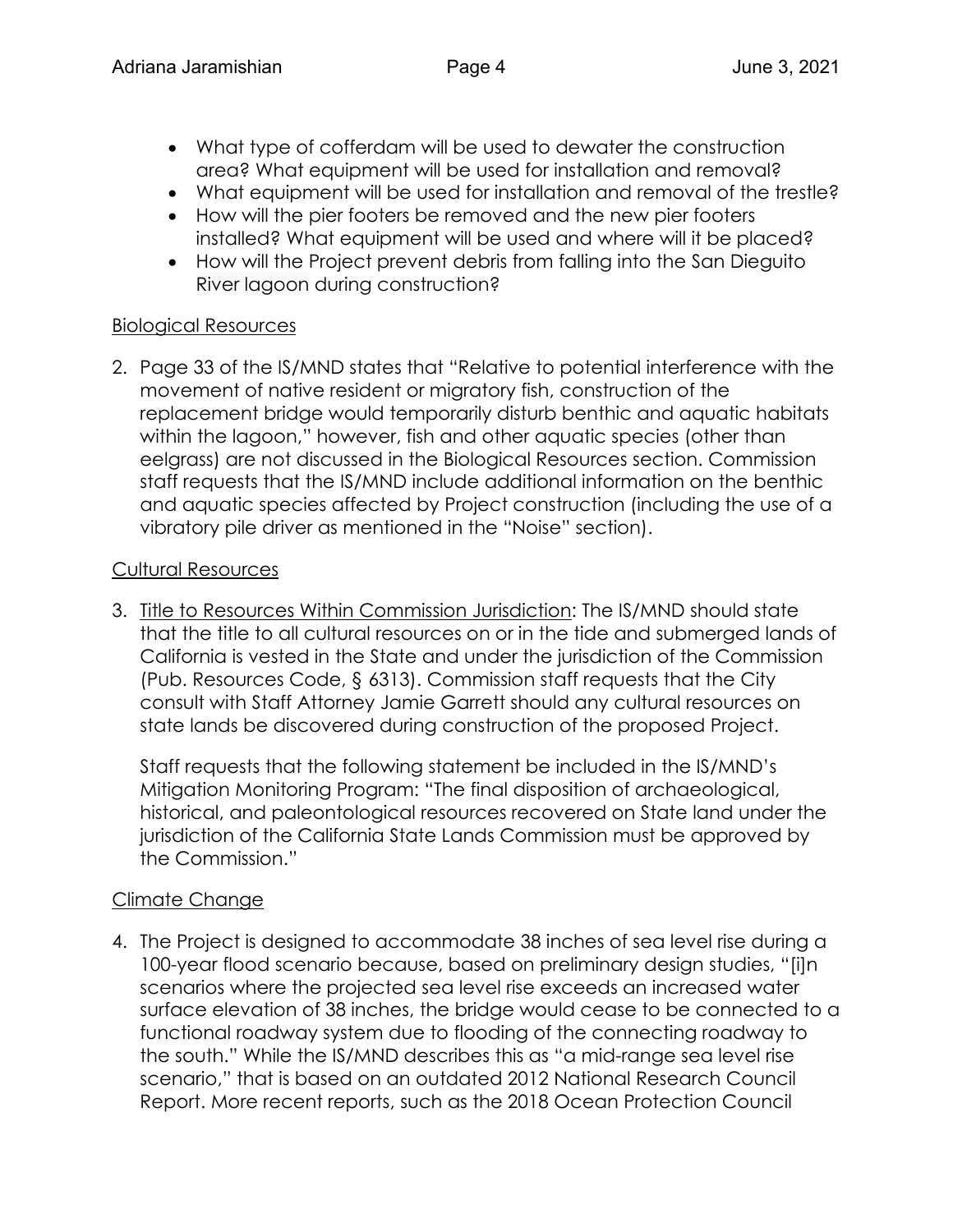- What type of cofferdam will be used to dewater the construction area? What equipment will be used for installation and removal?
- What equipment will be used for installation and removal of the trestle?
- How will the pier footers be removed and the new pier footers installed? What equipment will be used and where will it be placed?
- How will the Project prevent debris from falling into the San Dieguito River lagoon during construction?

<u>Biological Resources</u>

2. Page 33 of the IS/MND states that "Relative to potential interference with the movement of native resident or migratory fish, construction of the replacement bridge would temporarily disturb benthic and aquatic habitats within the lagoon," however, fish and other aquatic species (other than eelgrass) are not discussed in the Biological Resources section. Commission staff requests that the IS/MND include additional information on the benthic and aquatic species affected by Project construction (including the use of a vibratory pile driver as mentioned in the "Noise" section).

<u>Cultural Resources</u>

3. <u>Title to Resources Within Commission Jurisdiction</u>: The IS/MND should state that the title to all cultural resources on or in the tide and submerged lands of California is vested in the State and under the jurisdiction of the Commission (Pub. Resources Code, § 6313). Commission staff requests that the City consult with Staff Attorney Jamie Garrett should any cultural resources on state lands be discovered during construction of the proposed Project.

   Staff requests that the following statement be included in the IS/MND's Mitigation Monitoring Program: "The final disposition of archaeological, historical, and paleontological resources recovered on State land under the jurisdiction of the California State Lands Commission must be approved by the Commission."

<u>Climate Change</u>

4. The Project is designed to accommodate 38 inches of sea level rise during a 100-year flood scenario because, based on preliminary design studies, "[i]n scenarios where the projected sea level rise exceeds an increased water surface elevation of 38 inches, the bridge would cease to be connected to a functional roadway system due to flooding of the connecting roadway to the south." While the IS/MND describes this as "a mid-range sea level rise scenario," that is based on an outdated 2012 National Research Council Report. More recent reports, such as the 2018 Ocean Protection Council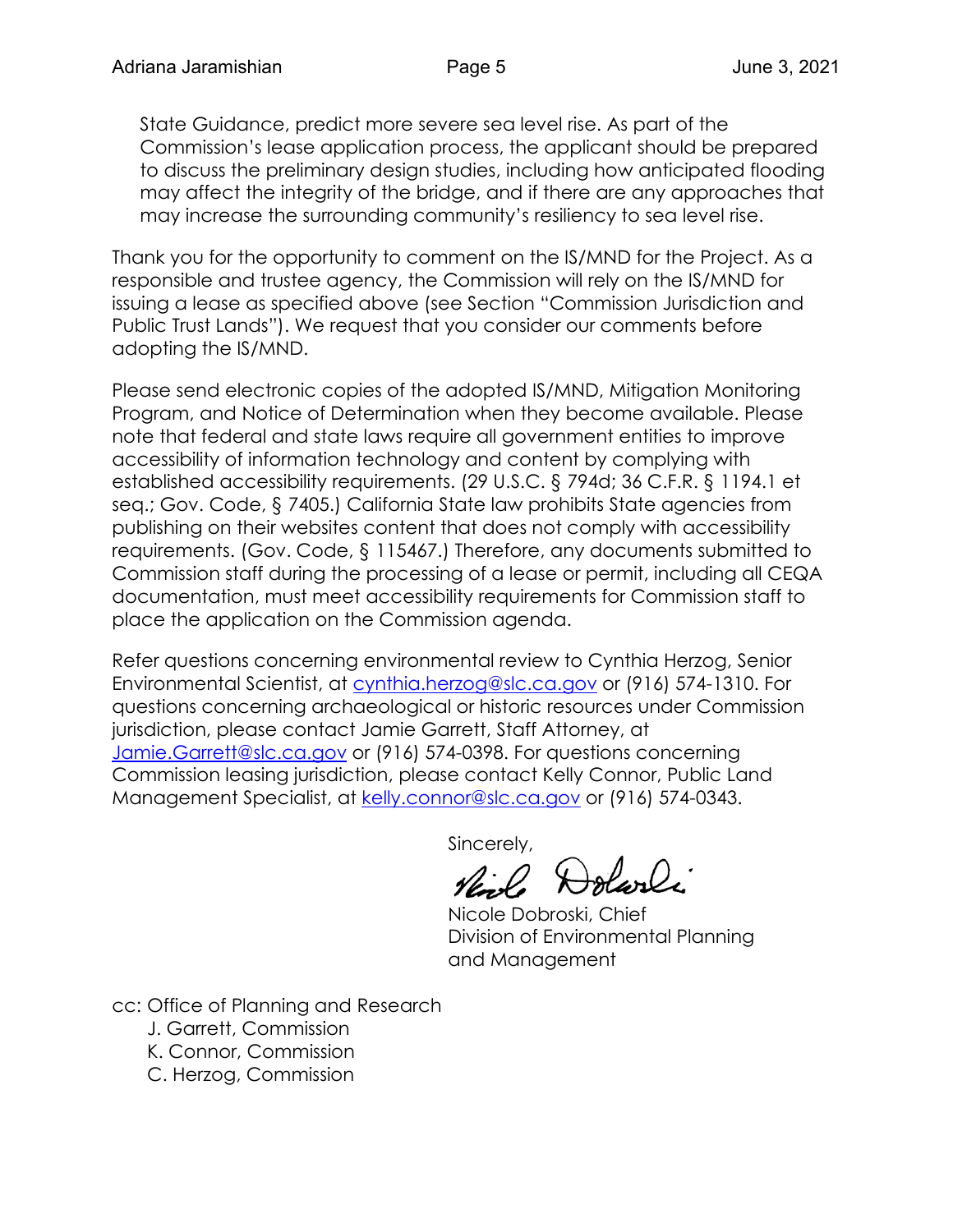State Guidance, predict more severe sea level rise. As part of the Commission's lease application process, the applicant should be prepared to discuss the preliminary design studies, including how anticipated flooding may affect the integrity of the bridge, and if there are any approaches that may increase the surrounding community's resiliency to sea level rise.

Thank you for the opportunity to comment on the IS/MND for the Project. As a responsible and trustee agency, the Commission will rely on the IS/MND for issuing a lease as specified above (see Section "Commission Jurisdiction and Public Trust Lands"). We request that you consider our comments before adopting the IS/MND.

Please send electronic copies of the adopted IS/MND, Mitigation Monitoring Program, and Notice of Determination when they become available. Please note that federal and state laws require all government entities to improve accessibility of information technology and content by complying with established accessibility requirements. (29 U.S.C. § 794d; 36 C.F.R. § 1194.1 et seq.; Gov. Code, § 7405.) California State law prohibits State agencies from publishing on their websites content that does not comply with accessibility requirements. (Gov. Code, § 115467.) Therefore, any documents submitted to Commission staff during the processing of a lease or permit, including all CEQA documentation, must meet accessibility requirements for Commission staff to place the application on the Commission agenda.

Refer questions concerning environmental review to Cynthia Herzog, Senior Environmental Scientist, at cynthia.herzog@slc.ca.gov or (916) 574-1310. For questions concerning archaeological or historic resources under Commission jurisdiction, please contact Jamie Garrett, Staff Attorney, at Jamie.Garrett@slc.ca.gov or (916) 574-0398. For questions concerning Commission leasing jurisdiction, please contact Kelly Connor, Public Land Management Specialist, at kelly.connor@slc.ca.gov or (916) 574-0343.

Sincerely,

Nicole Dobroski, Chief
Division of Environmental Planning
and Management

cc: Office of Planning and Research
J. Garrett, Commission
K. Connor, Commission
C. Herzog, Commission